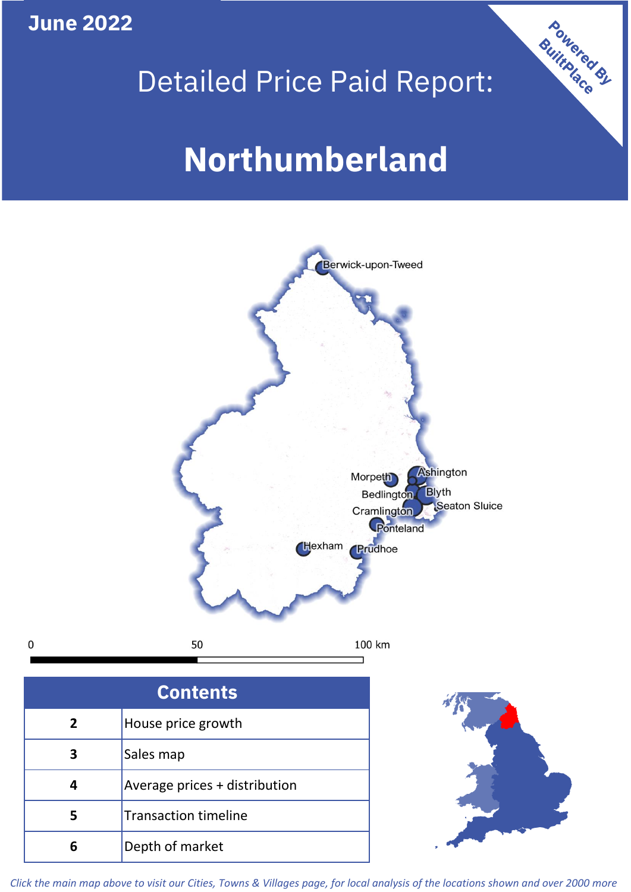June 2022

# Detailed Price Paid Report:

# Northumberland

Powered By BuiltPlace

Berwick-upon-Tweed

Morpeth

Ashington

Bedlington

Blyth

Cramlington

Seaton Sluice

Ponteland

Hexham

Prudhoe

0 50 100 km

| Contents | |
|---|---|
| 2 | House price growth |
| 3 | Sales map |
| 4 | Average prices + distribution |
| 5 | Transaction timeline |
| 6 | Depth of market |

*Click the main map above to visit our Cities, Towns & Villages page, for local analysis of the locations shown and over 2000 more*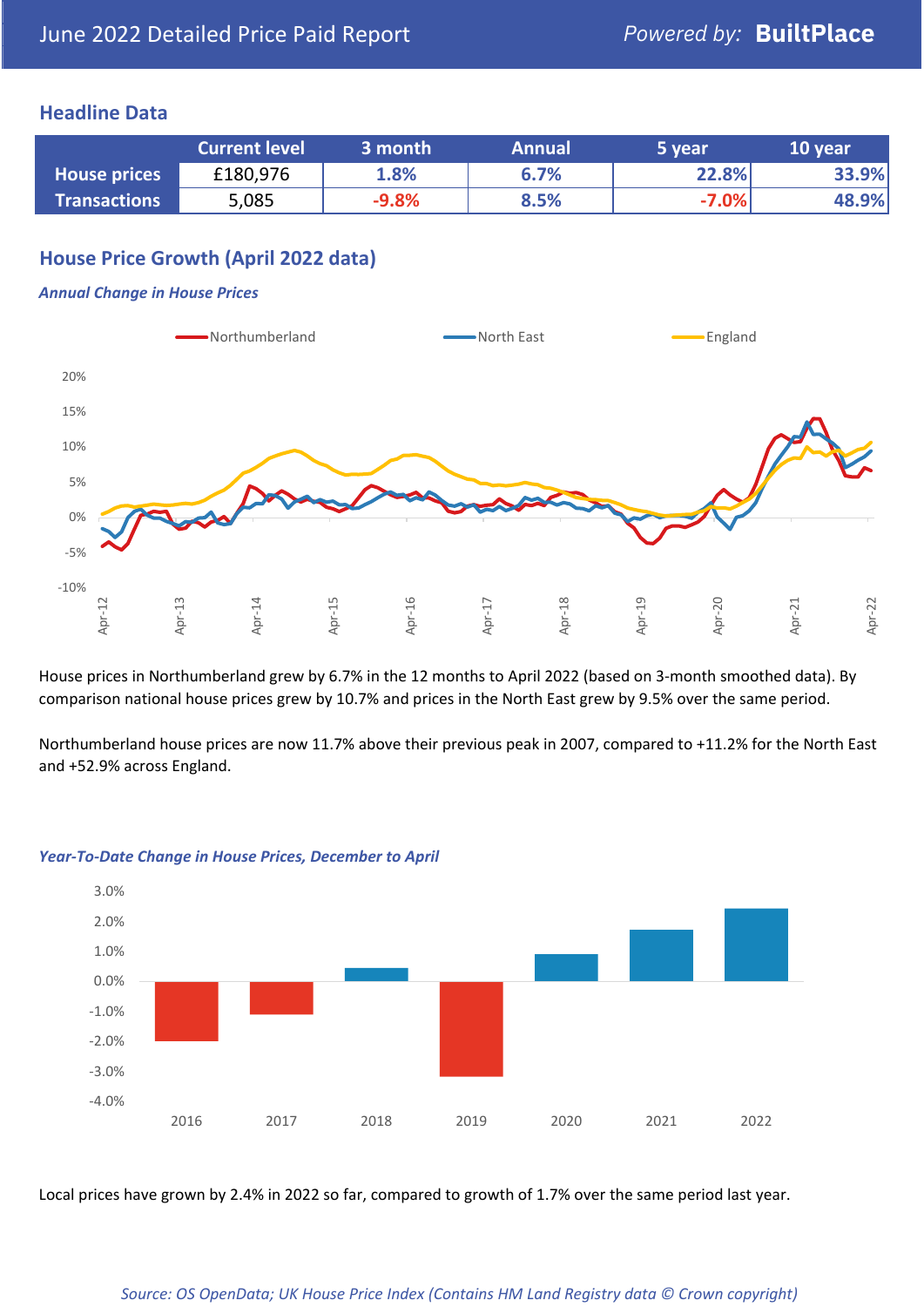# June 2022 Detailed Price Paid Report

Powered by: **BuiltPlace**

## Headline Data

| | Current level | 3 month | Annual | 5 year | 10 year |
|---|---|---|---|---|---|
| **House prices** | £180,976 | 1.8% | 6.7% | 22.8% | 33.9% |
| **Transactions** | 5,085 | -9.8% | 8.5% | -7.0% | 48.9% |

## House Price Growth (April 2022 data)

*Annual Change in House Prices*

House prices in Northumberland grew by 6.7% in the 12 months to April 2022 (based on 3-month smoothed data). By comparison national house prices grew by 10.7% and prices in the North East grew by 9.5% over the same period.

Northumberland house prices are now 11.7% above their previous peak in 2007, compared to +11.2% for the North East and +52.9% across England.

*Year-To-Date Change in House Prices, December to April*

Local prices have grown by 2.4% in 2022 so far, compared to growth of 1.7% over the same period last year.

*Source: OS OpenData; UK House Price Index (Contains HM Land Registry data © Crown copyright)*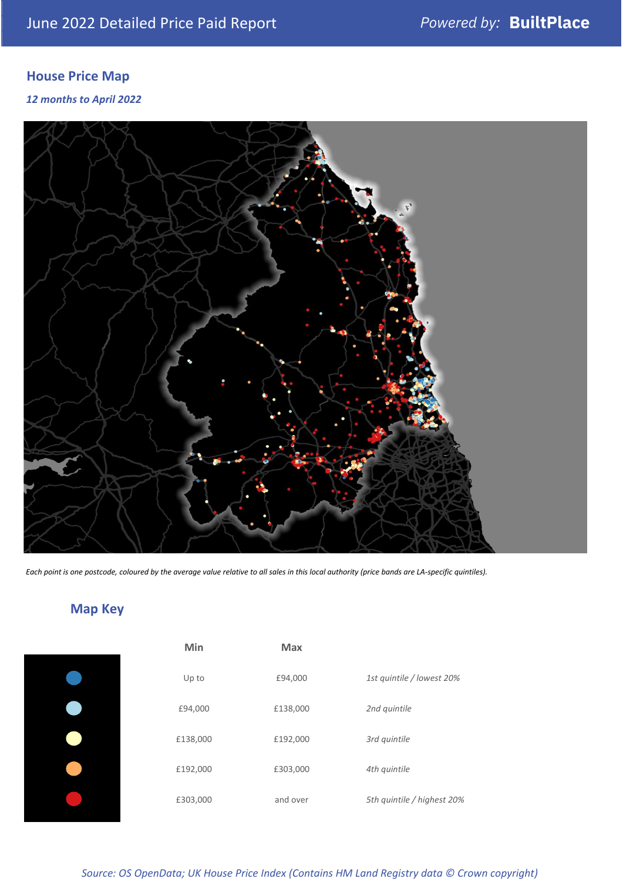June 2022 Detailed Price Paid Report

*Powered by:* **BuiltPlace**

## House Price Map

*12 months to April 2022*

*Each point is one postcode, coloured by the average value relative to all sales in this local authority (price bands are LA-specific quintiles).*

## Map Key

| | Min | Max | |
|---|---|---|---|
| | Up to | £94,000 | *1st quintile / lowest 20%* |
| | £94,000 | £138,000 | *2nd quintile* |
| | £138,000 | £192,000 | *3rd quintile* |
| | £192,000 | £303,000 | *4th quintile* |
| | £303,000 | and over | *5th quintile / highest 20%* |

*Source: OS OpenData; UK House Price Index (Contains HM Land Registry data © Crown copyright)*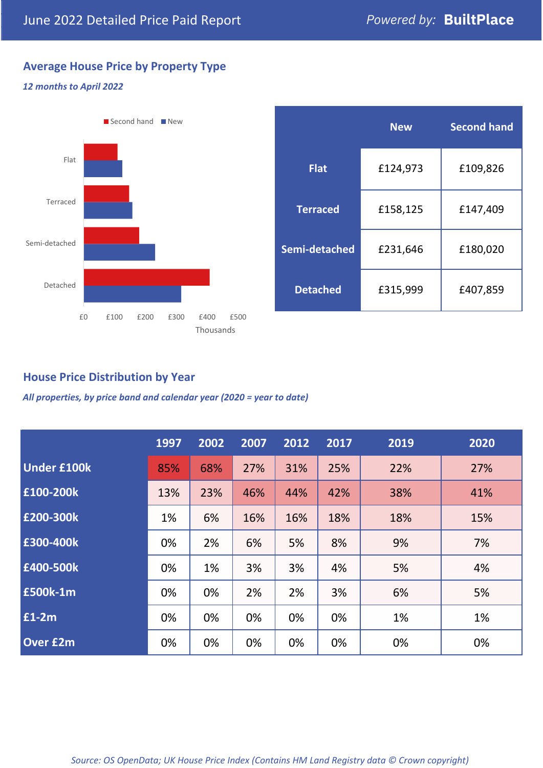# June 2022 Detailed Price Paid Report

Powered by: **BuiltPlace**

## Average House Price by Property Type

*12 months to April 2022*

| | New | Second hand |
|---|---|---|
| **Flat** | £124,973 | £109,826 |
| **Terraced** | £158,125 | £147,409 |
| **Semi-detached** | £231,646 | £180,020 |
| **Detached** | £315,999 | £407,859 |

## House Price Distribution by Year

*All properties, by price band and calendar year (2020 = year to date)*

| | 1997 | 2002 | 2007 | 2012 | 2017 | 2019 | 2020 |
|---|---|---|---|---|---|---|---|
| **Under £100k** | 85% | 68% | 27% | 31% | 25% | 22% | 27% |
| **£100-200k** | 13% | 23% | 46% | 44% | 42% | 38% | 41% |
| **£200-300k** | 1% | 6% | 16% | 16% | 18% | 18% | 15% |
| **£300-400k** | 0% | 2% | 6% | 5% | 8% | 9% | 7% |
| **£400-500k** | 0% | 1% | 3% | 3% | 4% | 5% | 4% |
| **£500k-1m** | 0% | 0% | 2% | 2% | 3% | 6% | 5% |
| **£1-2m** | 0% | 0% | 0% | 0% | 0% | 1% | 1% |
| **Over £2m** | 0% | 0% | 0% | 0% | 0% | 0% | 0% |

*Source: OS OpenData; UK House Price Index (Contains HM Land Registry data © Crown copyright)*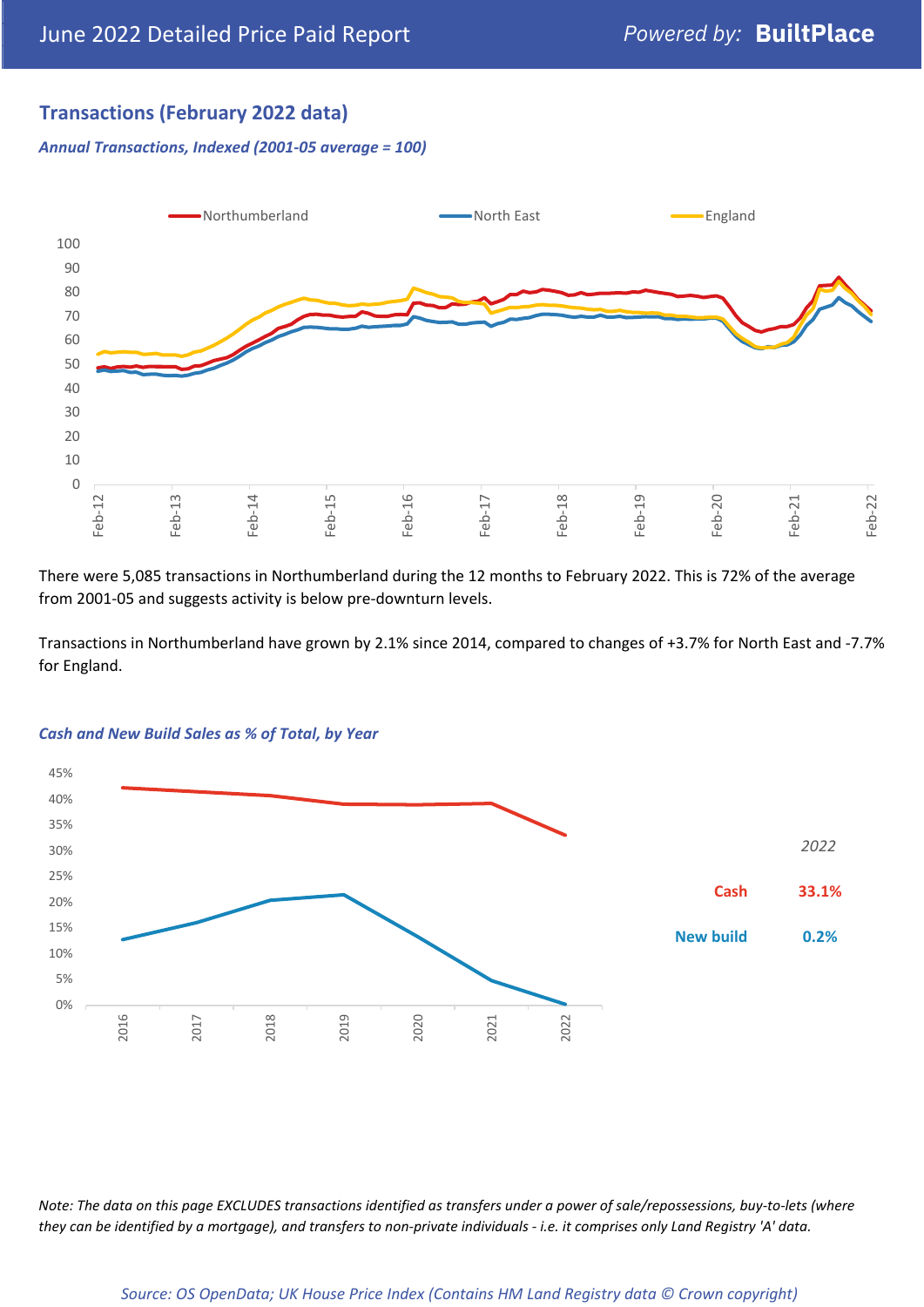June 2022 Detailed Price Paid Report — *Powered by:* **BuiltPlace**

## Transactions (February 2022 data)

***Annual Transactions, Indexed (2001-05 average = 100)***

There were 5,085 transactions in Northumberland during the 12 months to February 2022. This is 72% of the average from 2001-05 and suggests activity is below pre-downturn levels.

Transactions in Northumberland have grown by 2.1% since 2014, compared to changes of +3.7% for North East and -7.7% for England.

***Cash and New Build Sales as % of Total, by Year***

| *2022* | |
|---|---|
| Cash | 33.1% |
| New build | 0.2% |

*Note: The data on this page EXCLUDES transactions identified as transfers under a power of sale/repossessions, buy-to-lets (where they can be identified by a mortgage), and transfers to non-private individuals - i.e. it comprises only Land Registry 'A' data.*

*Source: OS OpenData; UK House Price Index (Contains HM Land Registry data © Crown copyright)*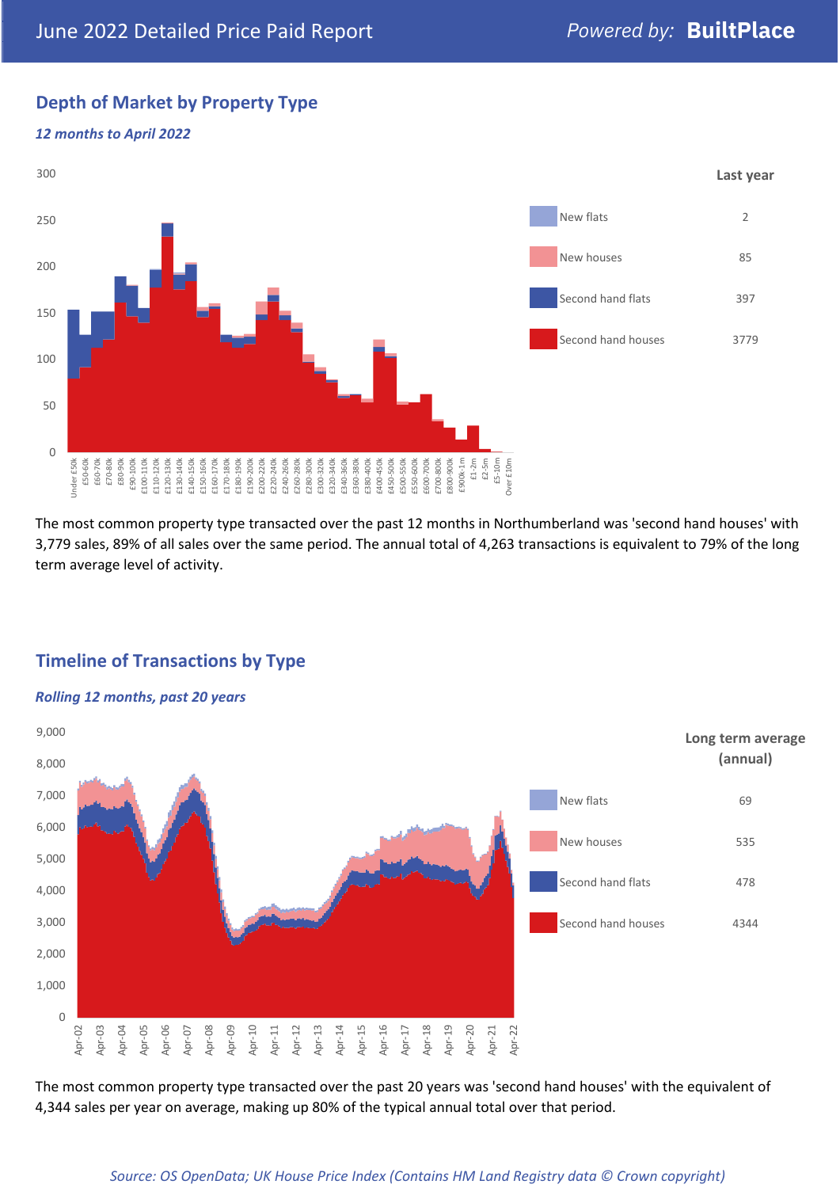June 2022 Detailed Price Paid Report

*Powered by:* **BuiltPlace**

## Depth of Market by Property Type

*12 months to April 2022*

300
250
200
150
100
50
0

Under £50k, £50-60k, £60-70k, £70-80k, £80-90k, £90-100k, £100-110k, £110-120k, £120-130k, £130-140k, £140-150k, £150-160k, £160-170k, £170-180k, £180-190k, £190-200k, £200-220k, £220-240k, £240-260k, £260-280k, £280-300k, £300-320k, £320-340k, £340-360k, £360-380k, £380-400k, £400-450k, £450-500k, £500-550k, £550-600k, £600-700k, £700-800k, £800-900k, £900k-1m, £1-2m, £2-5m, £5-10m, Over £10m

**Last year**

New flats 2
New houses 85
Second hand flats 397
Second hand houses 3779

The most common property type transacted over the past 12 months in Northumberland was 'second hand houses' with 3,779 sales, 89% of all sales over the same period. The annual total of 4,263 transactions is equivalent to 79% of the long term average level of activity.

## Timeline of Transactions by Type

*Rolling 12 months, past 20 years*

9,000
8,000
7,000
6,000
5,000
4,000
3,000
2,000
1,000
0

Apr-02, Apr-03, Apr-04, Apr-05, Apr-06, Apr-07, Apr-08, Apr-09, Apr-10, Apr-11, Apr-12, Apr-13, Apr-14, Apr-15, Apr-16, Apr-17, Apr-18, Apr-19, Apr-20, Apr-21, Apr-22

**Long term average (annual)**

New flats 69
New houses 535
Second hand flats 478
Second hand houses 4344

The most common property type transacted over the past 20 years was 'second hand houses' with the equivalent of 4,344 sales per year on average, making up 80% of the typical annual total over that period.

*Source: OS OpenData; UK House Price Index (Contains HM Land Registry data © Crown copyright)*